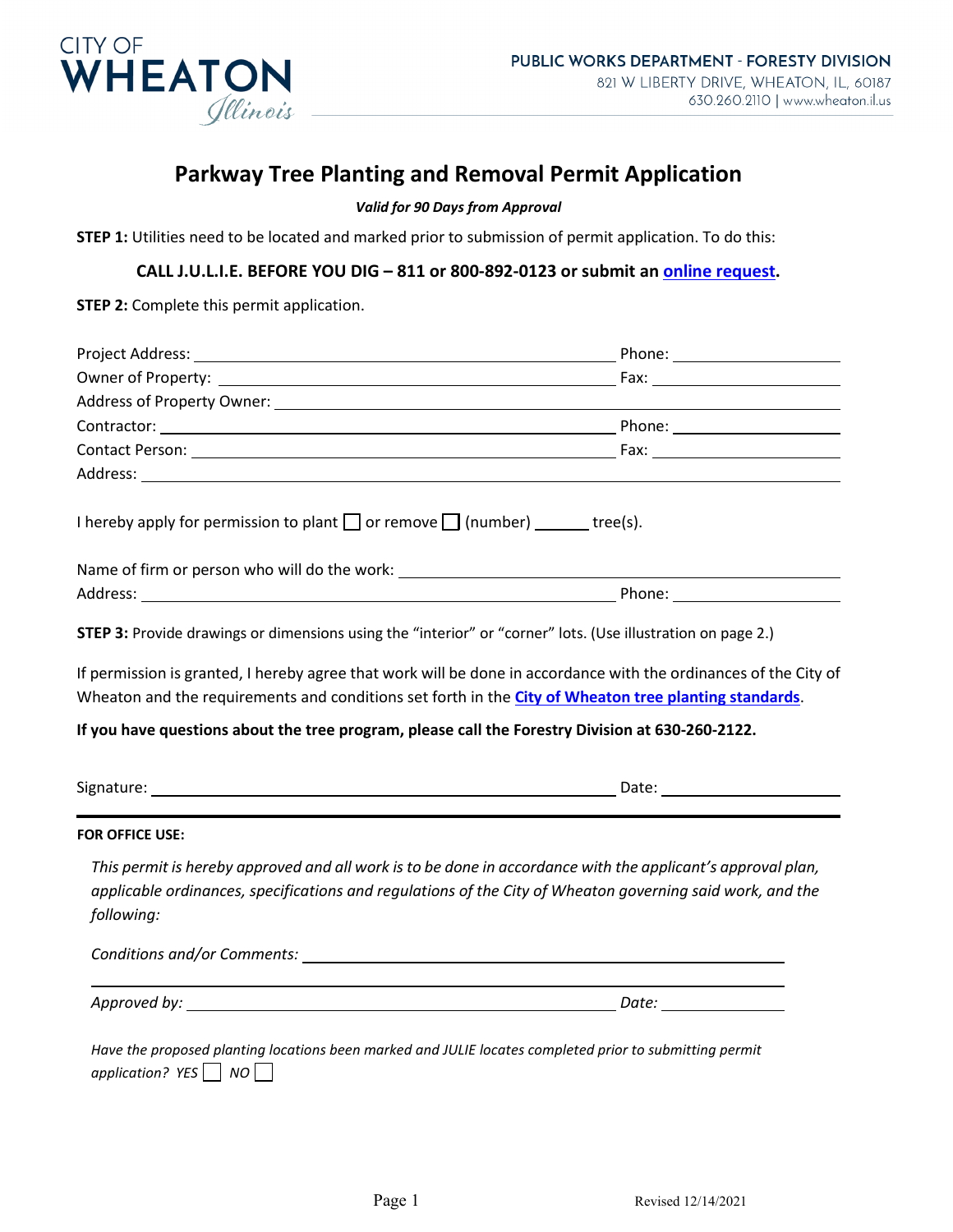CITY OF WHEATON Illinois

PUBLIC WORKS DEPARTMENT - FORESTY DIVISION
821 W LIBERTY DRIVE, WHEATON, IL, 60187
630.260.2110 | www.wheaton.il.us

# Parkway Tree Planting and Removal Permit Application

***Valid for 90 Days from Approval***

**STEP 1:** Utilities need to be located and marked prior to submission of permit application. To do this:

**CALL J.U.L.I.E. BEFORE YOU DIG – 811 or 800-892-0123 or submit an online request.**

**STEP 2:** Complete this permit application.

Project Address: ______________________________ Phone: ______________

Owner of Property: ______________________________ Fax: ______________

Address of Property Owner: ______________________________

Contractor: ______________________________ Phone: ______________

Contact Person: ______________________________ Fax: ______________

Address: ______________________________

I hereby apply for permission to plant ☐ or remove ☐ (number) ______ tree(s).

Name of firm or person who will do the work: ______________________________

Address: ______________________________ Phone: ______________

**STEP 3:** Provide drawings or dimensions using the "interior" or "corner" lots. (Use illustration on page 2.)

If permission is granted, I hereby agree that work will be done in accordance with the ordinances of the City of Wheaton and the requirements and conditions set forth in the **City of Wheaton tree planting standards**.

**If you have questions about the tree program, please call the Forestry Division at 630-260-2122.**

Signature: ______________________________ Date: ______________

---

**FOR OFFICE USE:**

*This permit is hereby approved and all work is to be done in accordance with the applicant's approval plan, applicable ordinances, specifications and regulations of the City of Wheaton governing said work, and the following:*

*Conditions and/or Comments:* ______________________________

______________________________

*Approved by:* ______________________________ *Date:* ______________

*Have the proposed planting locations been marked and JULIE locates completed prior to submitting permit application? YES* ☐ *NO* ☐

Revised 12/14/2021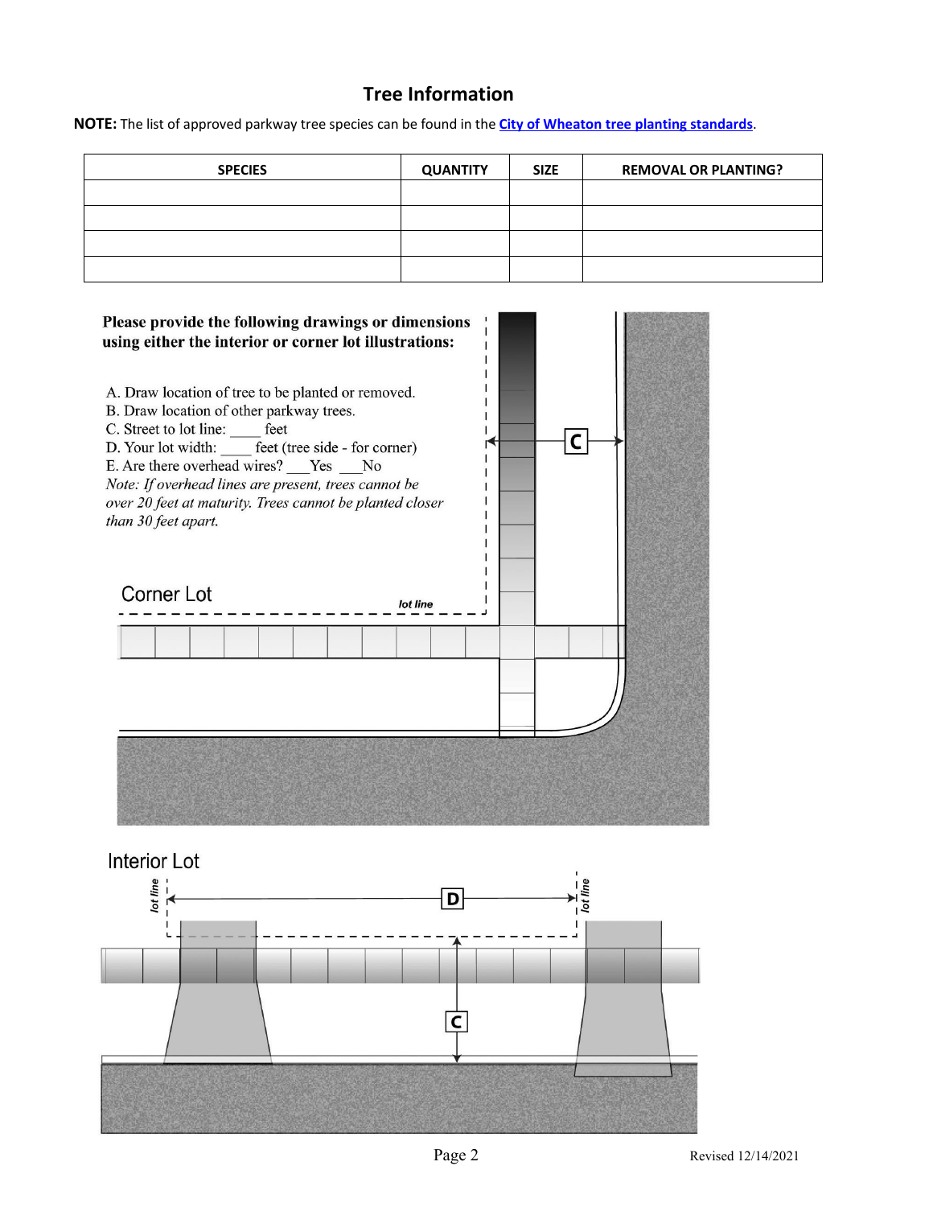## Tree Information

**NOTE:** The list of approved parkway tree species can be found in the City of Wheaton tree planting standards.

| SPECIES | QUANTITY | SIZE | REMOVAL OR PLANTING? |
|---|---|---|---|
| | | | |
| | | | |
| | | | |
| | | | |

**Please provide the following drawings or dimensions using either the interior or corner lot illustrations:**

A. Draw location of tree to be planted or removed.
B. Draw location of other parkway trees.
C. Street to lot line: ____ feet
D. Your lot width: ____ feet (tree side - for corner)
E. Are there overhead wires? ___Yes ___No

*Note: If overhead lines are present, trees cannot be over 20 feet at maturity. Trees cannot be planted closer than 30 feet apart.*

Corner Lot

lot line

C

Interior Lot

lot line

D

lot line

C

Revised 12/14/2021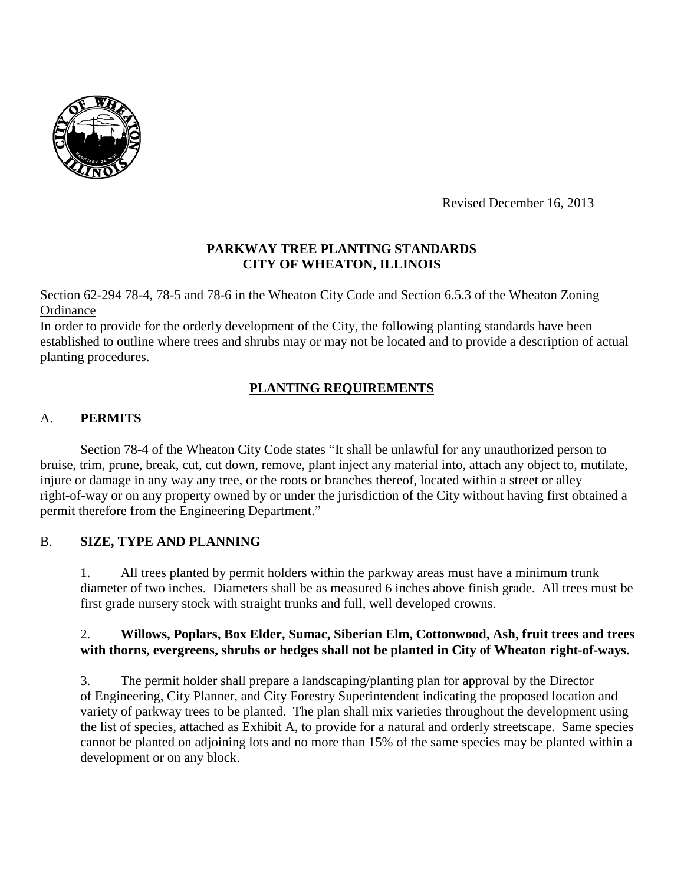Revised December 16, 2013

**PARKWAY TREE PLANTING STANDARDS**
**CITY OF WHEATON, ILLINOIS**

Section 62-294 78-4, 78-5 and 78-6 in the Wheaton City Code and Section 6.5.3 of the Wheaton Zoning Ordinance

In order to provide for the orderly development of the City, the following planting standards have been established to outline where trees and shrubs may or may not be located and to provide a description of actual planting procedures.

## PLANTING REQUIREMENTS

### A. PERMITS

Section 78-4 of the Wheaton City Code states "It shall be unlawful for any unauthorized person to bruise, trim, prune, break, cut, cut down, remove, plant inject any material into, attach any object to, mutilate, injure or damage in any way any tree, or the roots or branches thereof, located within a street or alley right-of-way or on any property owned by or under the jurisdiction of the City without having first obtained a permit therefore from the Engineering Department."

### B. SIZE, TYPE AND PLANNING

1. All trees planted by permit holders within the parkway areas must have a minimum trunk diameter of two inches. Diameters shall be as measured 6 inches above finish grade. All trees must be first grade nursery stock with straight trunks and full, well developed crowns.

2. **Willows, Poplars, Box Elder, Sumac, Siberian Elm, Cottonwood, Ash, fruit trees and trees with thorns, evergreens, shrubs or hedges shall not be planted in City of Wheaton right-of-ways.**

3. The permit holder shall prepare a landscaping/planting plan for approval by the Director of Engineering, City Planner, and City Forestry Superintendent indicating the proposed location and variety of parkway trees to be planted. The plan shall mix varieties throughout the development using the list of species, attached as Exhibit A, to provide for a natural and orderly streetscape. Same species cannot be planted on adjoining lots and no more than 15% of the same species may be planted within a development or on any block.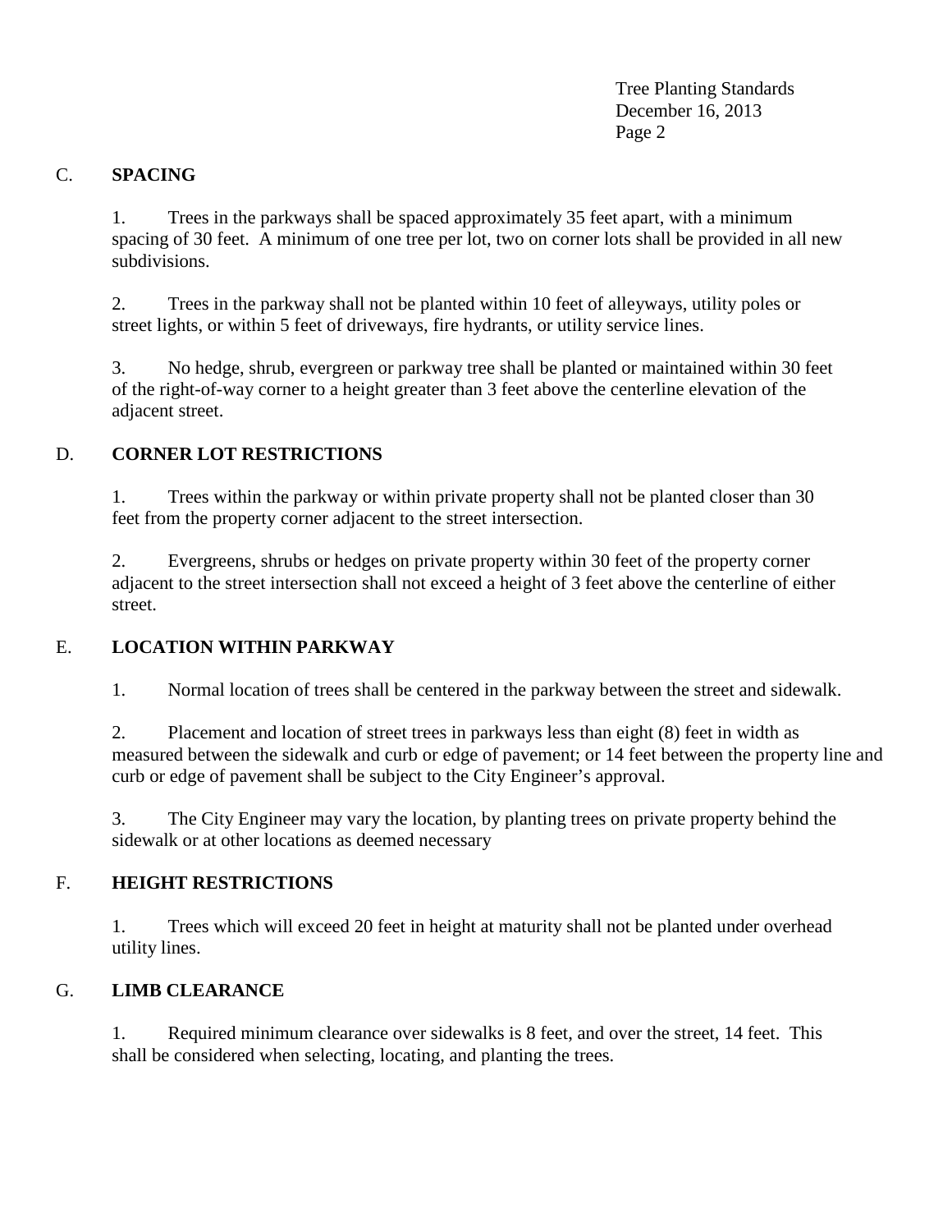## C. SPACING

1. Trees in the parkways shall be spaced approximately 35 feet apart, with a minimum spacing of 30 feet. A minimum of one tree per lot, two on corner lots shall be provided in all new subdivisions.

2. Trees in the parkway shall not be planted within 10 feet of alleyways, utility poles or street lights, or within 5 feet of driveways, fire hydrants, or utility service lines.

3. No hedge, shrub, evergreen or parkway tree shall be planted or maintained within 30 feet of the right-of-way corner to a height greater than 3 feet above the centerline elevation of the adjacent street.

## D. CORNER LOT RESTRICTIONS

1. Trees within the parkway or within private property shall not be planted closer than 30 feet from the property corner adjacent to the street intersection.

2. Evergreens, shrubs or hedges on private property within 30 feet of the property corner adjacent to the street intersection shall not exceed a height of 3 feet above the centerline of either street.

## E. LOCATION WITHIN PARKWAY

1. Normal location of trees shall be centered in the parkway between the street and sidewalk.

2. Placement and location of street trees in parkways less than eight (8) feet in width as measured between the sidewalk and curb or edge of pavement; or 14 feet between the property line and curb or edge of pavement shall be subject to the City Engineer's approval.

3. The City Engineer may vary the location, by planting trees on private property behind the sidewalk or at other locations as deemed necessary

## F. HEIGHT RESTRICTIONS

1. Trees which will exceed 20 feet in height at maturity shall not be planted under overhead utility lines.

## G. LIMB CLEARANCE

1. Required minimum clearance over sidewalks is 8 feet, and over the street, 14 feet. This shall be considered when selecting, locating, and planting the trees.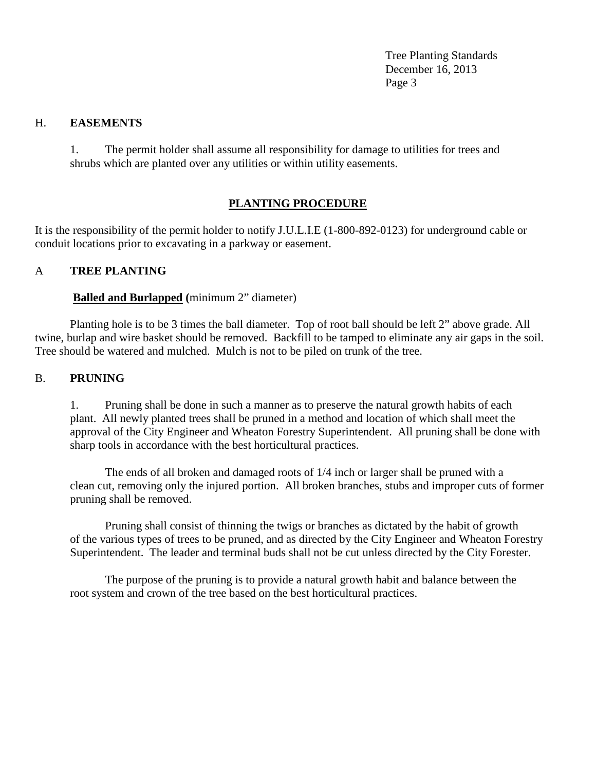## H. EASEMENTS

1. The permit holder shall assume all responsibility for damage to utilities for trees and shrubs which are planted over any utilities or within utility easements.

## PLANTING PROCEDURE

It is the responsibility of the permit holder to notify J.U.L.I.E (1-800-892-0123) for underground cable or conduit locations prior to excavating in a parkway or easement.

## A TREE PLANTING

**Balled and Burlapped (**minimum 2" diameter)

Planting hole is to be 3 times the ball diameter. Top of root ball should be left 2" above grade. All twine, burlap and wire basket should be removed. Backfill to be tamped to eliminate any air gaps in the soil. Tree should be watered and mulched. Mulch is not to be piled on trunk of the tree.

## B. PRUNING

1. Pruning shall be done in such a manner as to preserve the natural growth habits of each plant. All newly planted trees shall be pruned in a method and location of which shall meet the approval of the City Engineer and Wheaton Forestry Superintendent. All pruning shall be done with sharp tools in accordance with the best horticultural practices.

The ends of all broken and damaged roots of 1/4 inch or larger shall be pruned with a clean cut, removing only the injured portion. All broken branches, stubs and improper cuts of former pruning shall be removed.

Pruning shall consist of thinning the twigs or branches as dictated by the habit of growth of the various types of trees to be pruned, and as directed by the City Engineer and Wheaton Forestry Superintendent. The leader and terminal buds shall not be cut unless directed by the City Forester.

The purpose of the pruning is to provide a natural growth habit and balance between the root system and crown of the tree based on the best horticultural practices.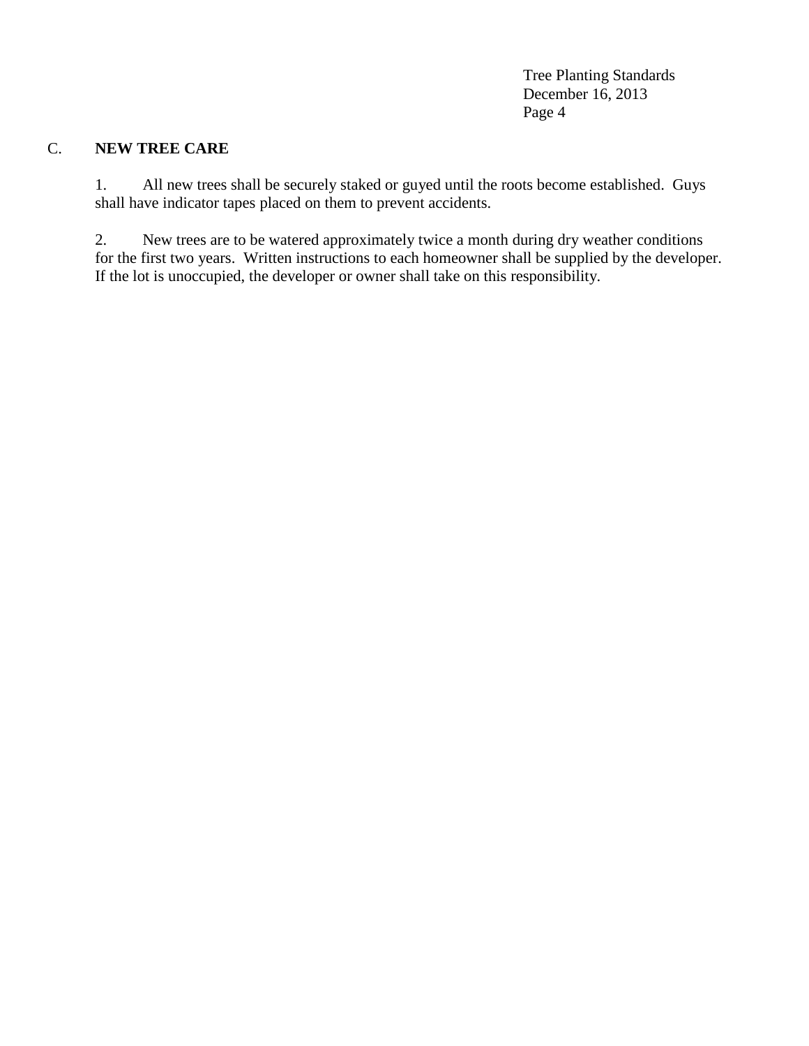## C. NEW TREE CARE

1. All new trees shall be securely staked or guyed until the roots become established. Guys shall have indicator tapes placed on them to prevent accidents.

2. New trees are to be watered approximately twice a month during dry weather conditions for the first two years. Written instructions to each homeowner shall be supplied by the developer. If the lot is unoccupied, the developer or owner shall take on this responsibility.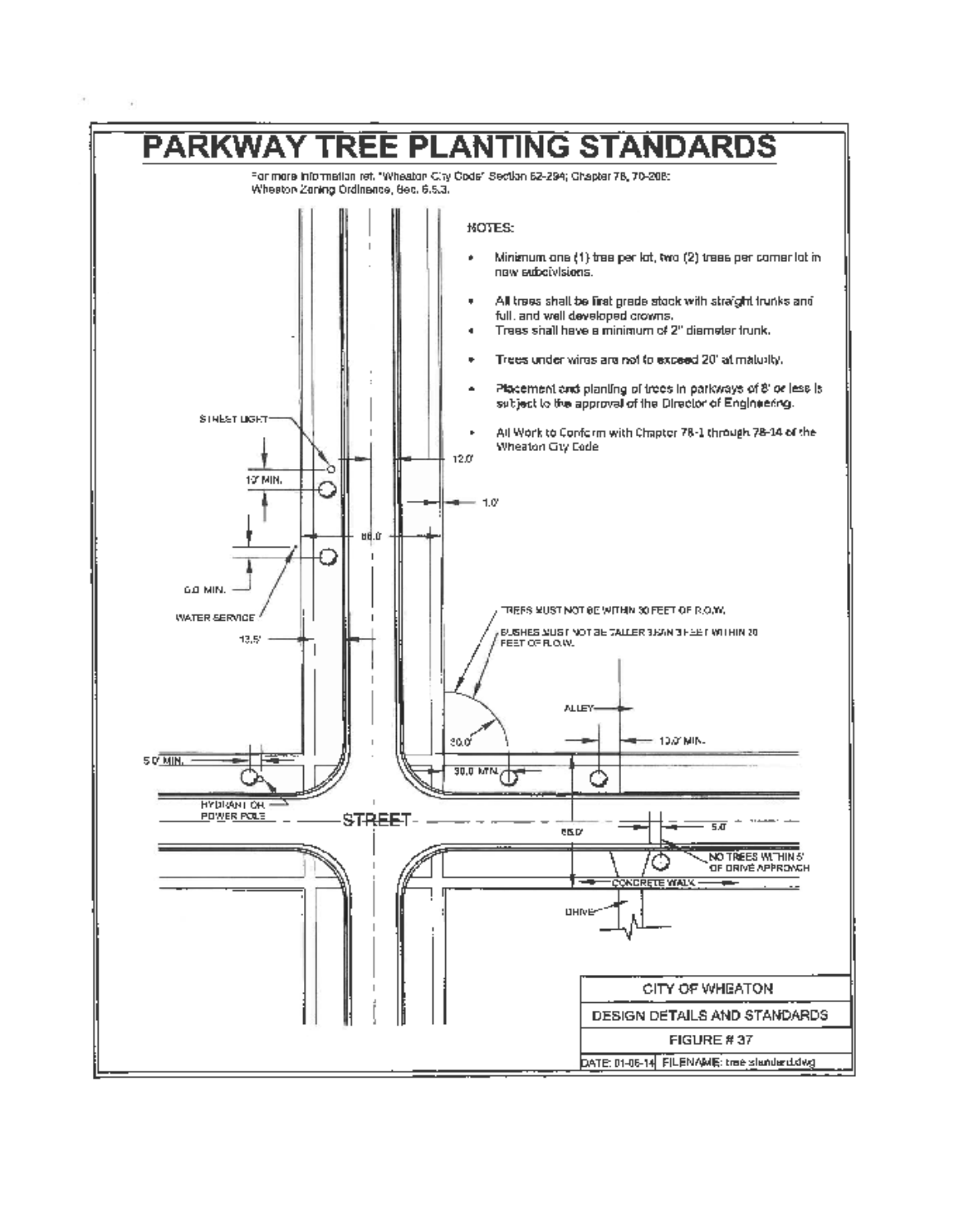# PARKWAY TREE PLANTING STANDARDS

For more information ref. "Wheaton City Code" Section 62-294; Chapter 78, 70-208; Wheaton Zoning Ordinance, Sec. 6.5.3.

NOTES:

- Minimum one (1) tree per lot, two (2) trees per corner lot in new subdivisions.
- All trees shall be first grade stock with straight trunks and full, and well developed crowns.
- Trees shall have a minimum of 2" diameter trunk.
- Trees under wires are not to exceed 20' at maturity.
- Placement and planting of trees in parkways of 8' or less is subject to the approval of the Director of Engineering.
- All Work to Conform with Chapter 78-1 through 78-14 of the Wheaton City Code

STREET LIGHT

10' MIN.

6.0' MIN.

WATER SERVICE

13.5'

12.0'

1.0'

66.0'

TREES MUST NOT BE WITHIN 30 FEET OF R.O.W.

BUSHES MUST NOT BE TALLER THAN 3 FEET WITHIN 20 FEET OF R.O.W.

ALLEY

10.0' MIN.

30.0'

30.0 MIN.

5.0' MIN.

HYDRANT OR POWER POLE

STREET

66.0'

5.0'

NO TREES WITHIN 5' OF DRIVE APPROACH

CONCRETE WALK

DRIVE

| CITY OF WHEATON | |
|---|---|
| DESIGN DETAILS AND STANDARDS | |
| FIGURE # 37 | |
| DATE: 01-05-14 | FILENAME: tree standard.dwg |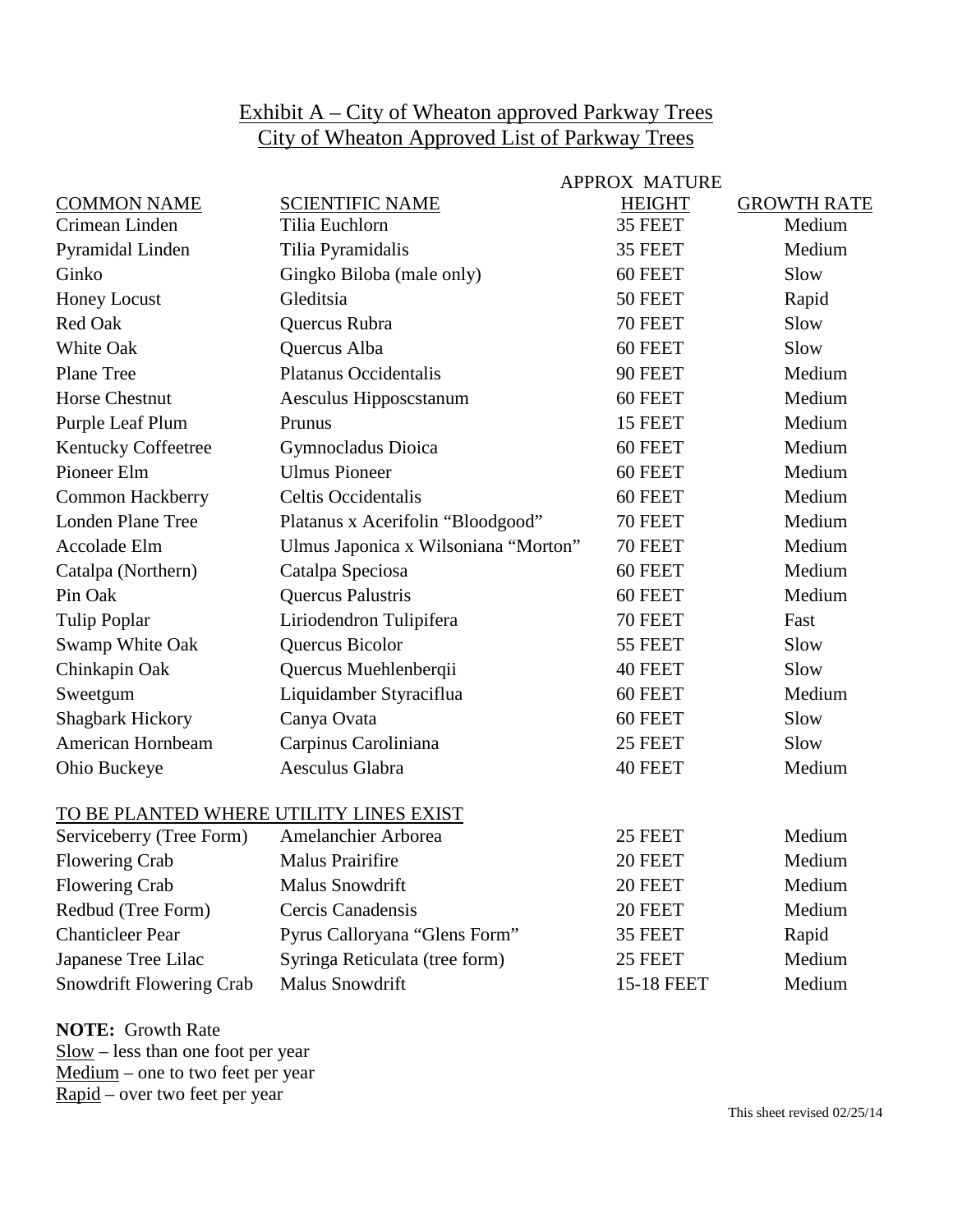# Exhibit A – City of Wheaton approved Parkway Trees

## City of Wheaton Approved List of Parkway Trees

| COMMON NAME | SCIENTIFIC NAME | APPROX MATURE HEIGHT | GROWTH RATE |
|---|---|---|---|
| Crimean Linden | Tilia Euchlorn | 35 FEET | Medium |
| Pyramidal Linden | Tilia Pyramidalis | 35 FEET | Medium |
| Ginko | Gingko Biloba (male only) | 60 FEET | Slow |
| Honey Locust | Gleditsia | 50 FEET | Rapid |
| Red Oak | Quercus Rubra | 70 FEET | Slow |
| White Oak | Quercus Alba | 60 FEET | Slow |
| Plane Tree | Platanus Occidentalis | 90 FEET | Medium |
| Horse Chestnut | Aesculus Hipposcstanum | 60 FEET | Medium |
| Purple Leaf Plum | Prunus | 15 FEET | Medium |
| Kentucky Coffeetree | Gymnocladus Dioica | 60 FEET | Medium |
| Pioneer Elm | Ulmus Pioneer | 60 FEET | Medium |
| Common Hackberry | Celtis Occidentalis | 60 FEET | Medium |
| Londen Plane Tree | Platanus x Acerifolin "Bloodgood" | 70 FEET | Medium |
| Accolade Elm | Ulmus Japonica x Wilsoniana "Morton" | 70 FEET | Medium |
| Catalpa (Northern) | Catalpa Speciosa | 60 FEET | Medium |
| Pin Oak | Quercus Palustris | 60 FEET | Medium |
| Tulip Poplar | Liriodendron Tulipifera | 70 FEET | Fast |
| Swamp White Oak | Quercus Bicolor | 55 FEET | Slow |
| Chinkapin Oak | Quercus Muehlenberqii | 40 FEET | Slow |
| Sweetgum | Liquidamber Styraciflua | 60 FEET | Medium |
| Shagbark Hickory | Canya Ovata | 60 FEET | Slow |
| American Hornbeam | Carpinus Caroliniana | 25 FEET | Slow |
| Ohio Buckeye | Aesculus Glabra | 40 FEET | Medium |
| TO BE PLANTED WHERE UTILITY LINES EXIST | | | |
| Serviceberry (Tree Form) | Amelanchier Arborea | 25 FEET | Medium |
| Flowering Crab | Malus Prairifire | 20 FEET | Medium |
| Flowering Crab | Malus Snowdrift | 20 FEET | Medium |
| Redbud (Tree Form) | Cercis Canadensis | 20 FEET | Medium |
| Chanticleer Pear | Pyrus Calloryana "Glens Form" | 35 FEET | Rapid |
| Japanese Tree Lilac | Syringa Reticulata (tree form) | 25 FEET | Medium |
| Snowdrift Flowering Crab | Malus Snowdrift | 15-18 FEET | Medium |

**NOTE:** Growth Rate
Slow – less than one foot per year
Medium – one to two feet per year
Rapid – over two feet per year

This sheet revised 02/25/14